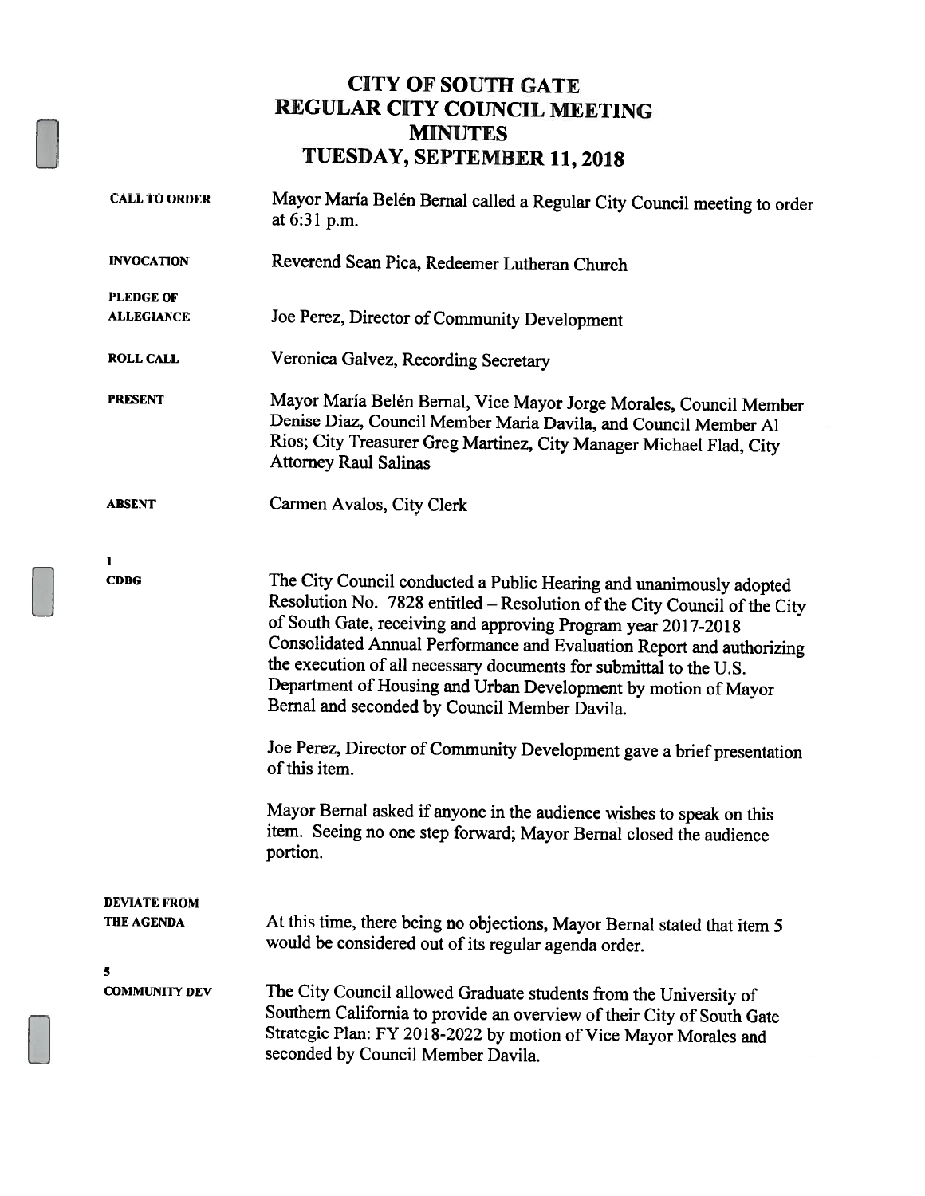# CITY OF SOUTH GATE
# REGULAR CITY COUNCIL MEETING
# MINUTES
# TUESDAY, SEPTEMBER 11, 2018

**CALL TO ORDER**

Mayor María Belén Bernal called a Regular City Council meeting to order at 6:31 p.m.

**INVOCATION**

Reverend Sean Pica, Redeemer Lutheran Church

**PLEDGE OF ALLEGIANCE**

Joe Perez, Director of Community Development

**ROLL CALL**

Veronica Galvez, Recording Secretary

**PRESENT**

Mayor María Belén Bernal, Vice Mayor Jorge Morales, Council Member Denise Diaz, Council Member Maria Davila, and Council Member Al Rios; City Treasurer Greg Martinez, City Manager Michael Flad, City Attorney Raul Salinas

**ABSENT**

Carmen Avalos, City Clerk

**1**
**CDBG**

The City Council conducted a Public Hearing and unanimously adopted Resolution No. 7828 entitled – Resolution of the City Council of the City of South Gate, receiving and approving Program year 2017-2018 Consolidated Annual Performance and Evaluation Report and authorizing the execution of all necessary documents for submittal to the U.S. Department of Housing and Urban Development by motion of Mayor Bernal and seconded by Council Member Davila.

Joe Perez, Director of Community Development gave a brief presentation of this item.

Mayor Bernal asked if anyone in the audience wishes to speak on this item. Seeing no one step forward; Mayor Bernal closed the audience portion.

**DEVIATE FROM THE AGENDA**

At this time, there being no objections, Mayor Bernal stated that item 5 would be considered out of its regular agenda order.

**5**
**COMMUNITY DEV**

The City Council allowed Graduate students from the University of Southern California to provide an overview of their City of South Gate Strategic Plan: FY 2018-2022 by motion of Vice Mayor Morales and seconded by Council Member Davila.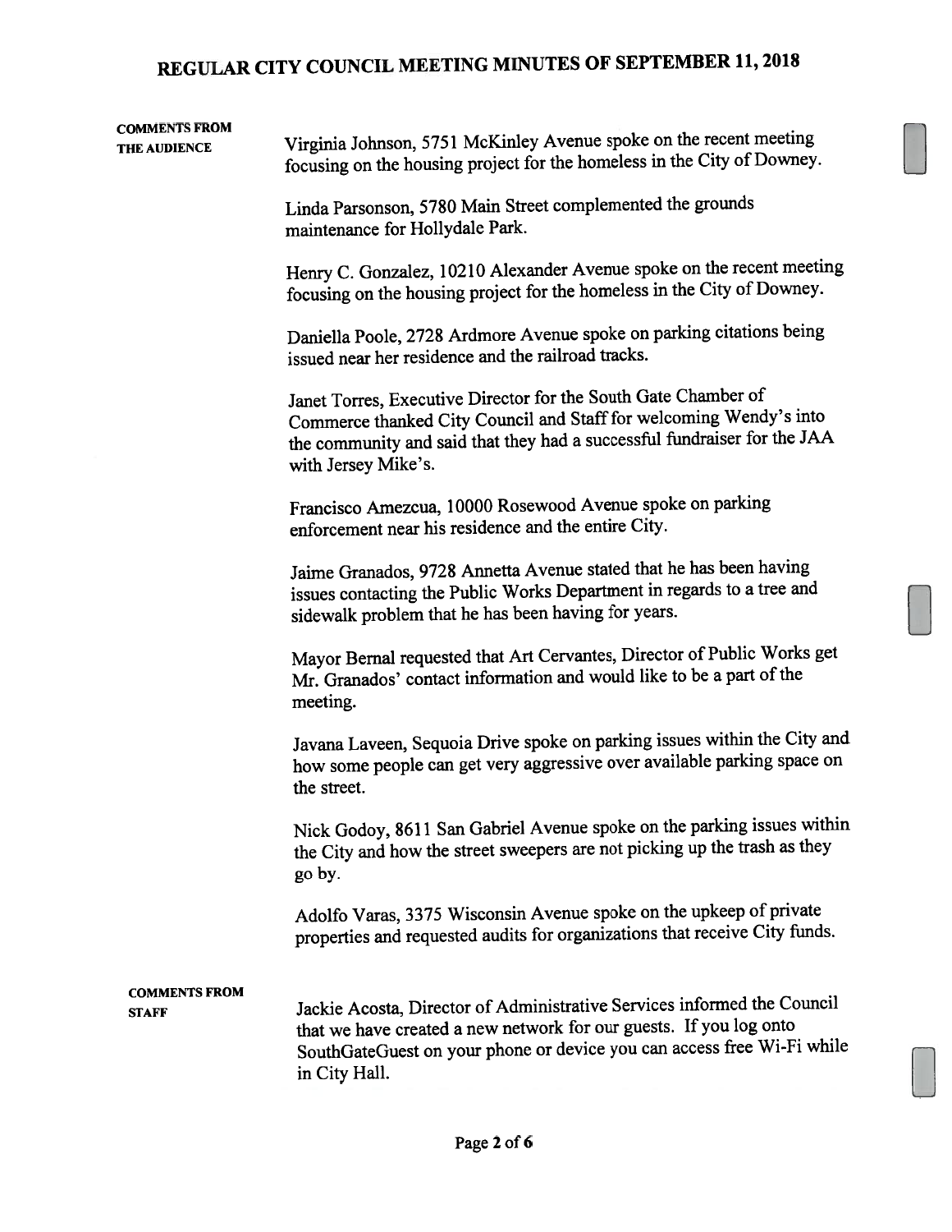**COMMENTS FROM THE AUDIENCE**

Virginia Johnson, 5751 McKinley Avenue spoke on the recent meeting focusing on the housing project for the homeless in the City of Downey.

Linda Parsonson, 5780 Main Street complemented the grounds maintenance for Hollydale Park.

Henry C. Gonzalez, 10210 Alexander Avenue spoke on the recent meeting focusing on the housing project for the homeless in the City of Downey.

Daniella Poole, 2728 Ardmore Avenue spoke on parking citations being issued near her residence and the railroad tracks.

Janet Torres, Executive Director for the South Gate Chamber of Commerce thanked City Council and Staff for welcoming Wendy's into the community and said that they had a successful fundraiser for the JAA with Jersey Mike's.

Francisco Amezcua, 10000 Rosewood Avenue spoke on parking enforcement near his residence and the entire City.

Jaime Granados, 9728 Annetta Avenue stated that he has been having issues contacting the Public Works Department in regards to a tree and sidewalk problem that he has been having for years.

Mayor Bernal requested that Art Cervantes, Director of Public Works get Mr. Granados' contact information and would like to be a part of the meeting.

Javana Laveen, Sequoia Drive spoke on parking issues within the City and how some people can get very aggressive over available parking space on the street.

Nick Godoy, 8611 San Gabriel Avenue spoke on the parking issues within the City and how the street sweepers are not picking up the trash as they go by.

Adolfo Varas, 3375 Wisconsin Avenue spoke on the upkeep of private properties and requested audits for organizations that receive City funds.

**COMMENTS FROM STAFF**

Jackie Acosta, Director of Administrative Services informed the Council that we have created a new network for our guests. If you log onto SouthGateGuest on your phone or device you can access free Wi-Fi while in City Hall.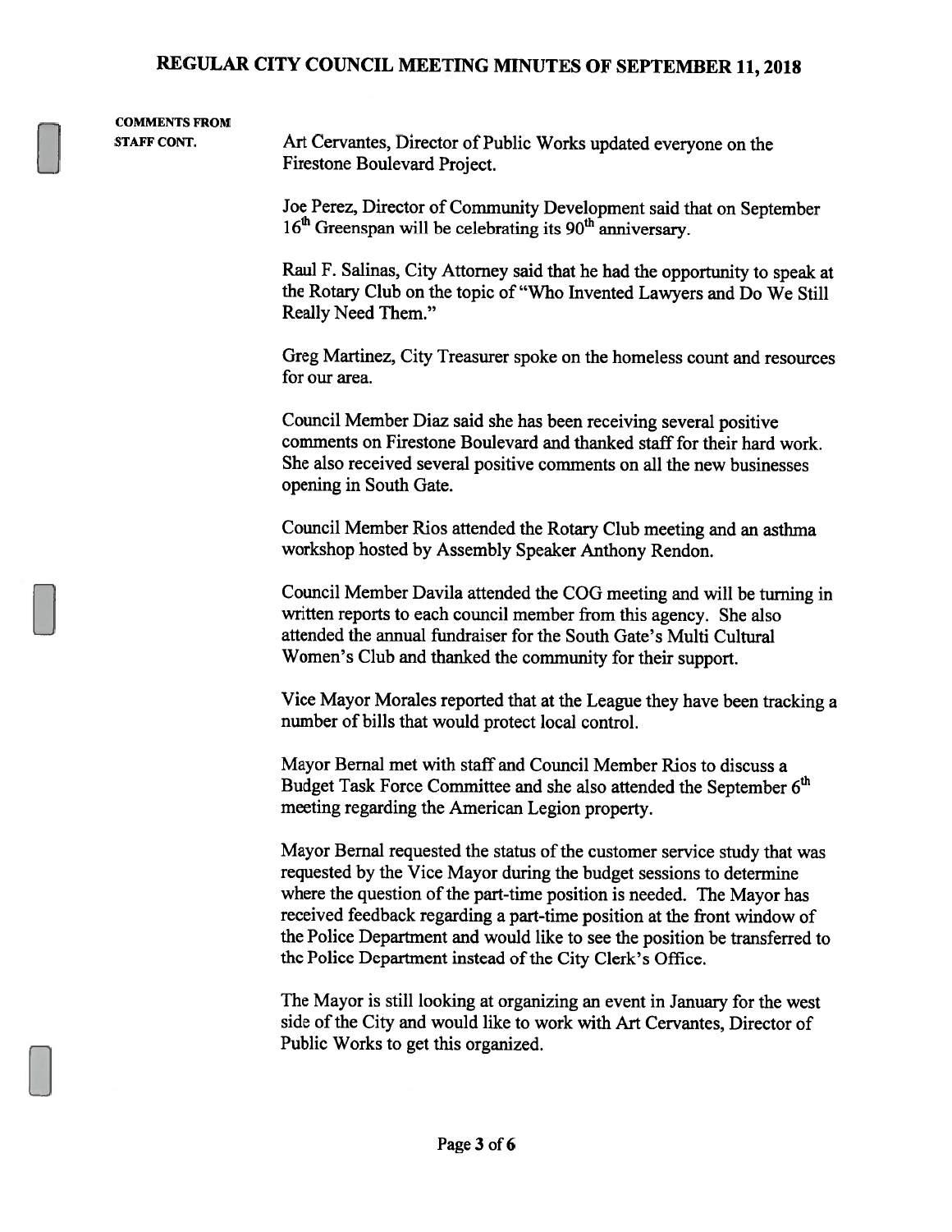**COMMENTS FROM STAFF CONT.**

Art Cervantes, Director of Public Works updated everyone on the Firestone Boulevard Project.

Joe Perez, Director of Community Development said that on September 16th Greenspan will be celebrating its 90th anniversary.

Raul F. Salinas, City Attorney said that he had the opportunity to speak at the Rotary Club on the topic of "Who Invented Lawyers and Do We Still Really Need Them."

Greg Martinez, City Treasurer spoke on the homeless count and resources for our area.

Council Member Diaz said she has been receiving several positive comments on Firestone Boulevard and thanked staff for their hard work. She also received several positive comments on all the new businesses opening in South Gate.

Council Member Rios attended the Rotary Club meeting and an asthma workshop hosted by Assembly Speaker Anthony Rendon.

Council Member Davila attended the COG meeting and will be turning in written reports to each council member from this agency. She also attended the annual fundraiser for the South Gate's Multi Cultural Women's Club and thanked the community for their support.

Vice Mayor Morales reported that at the League they have been tracking a number of bills that would protect local control.

Mayor Bernal met with staff and Council Member Rios to discuss a Budget Task Force Committee and she also attended the September 6th meeting regarding the American Legion property.

Mayor Bernal requested the status of the customer service study that was requested by the Vice Mayor during the budget sessions to determine where the question of the part-time position is needed. The Mayor has received feedback regarding a part-time position at the front window of the Police Department and would like to see the position be transferred to the Police Department instead of the City Clerk's Office.

The Mayor is still looking at organizing an event in January for the west side of the City and would like to work with Art Cervantes, Director of Public Works to get this organized.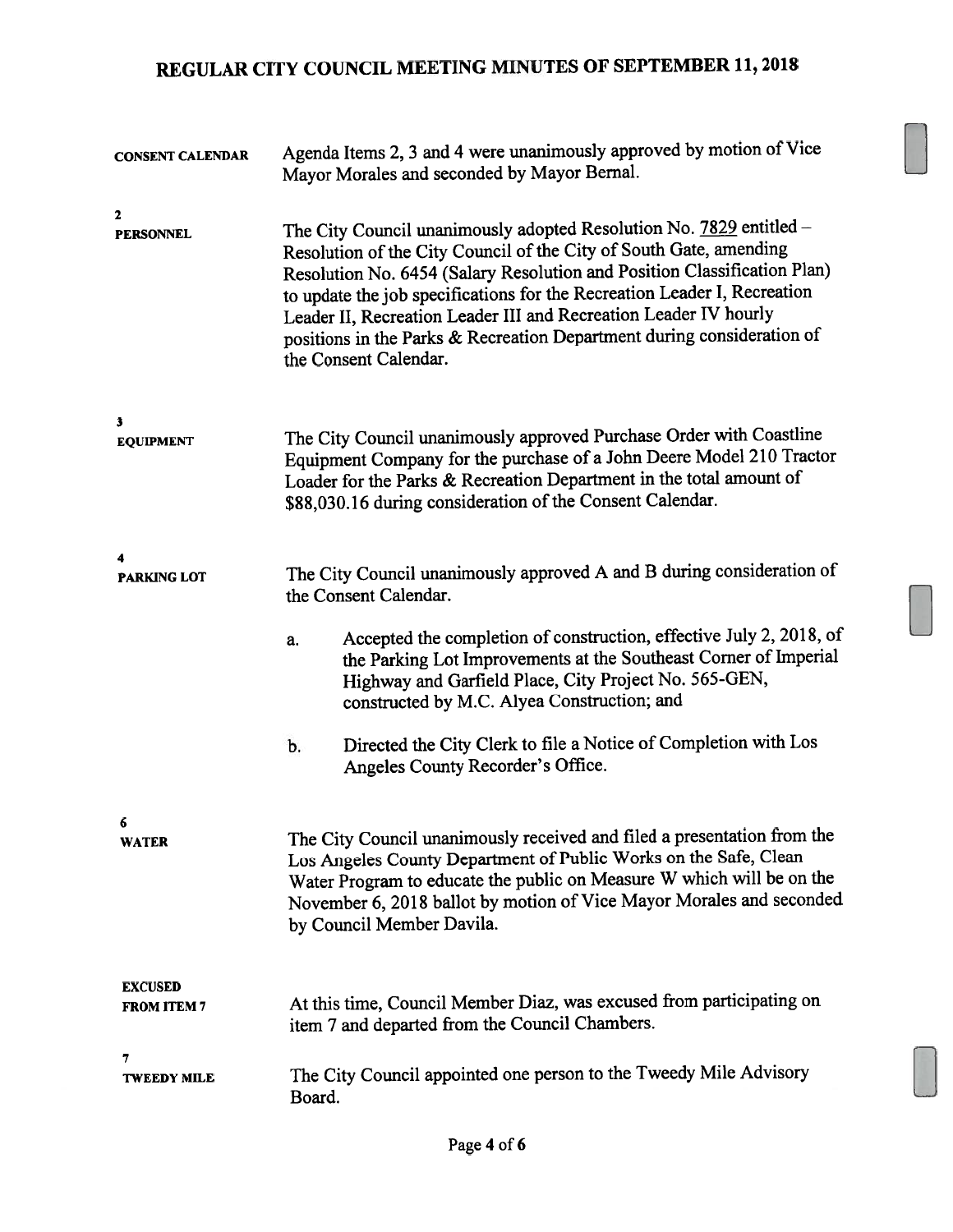**CONSENT CALENDAR**

Agenda Items 2, 3 and 4 were unanimously approved by motion of Vice Mayor Morales and seconded by Mayor Bernal.

**2**
**PERSONNEL**

The City Council unanimously adopted Resolution No. 7829 entitled – Resolution of the City Council of the City of South Gate, amending Resolution No. 6454 (Salary Resolution and Position Classification Plan) to update the job specifications for the Recreation Leader I, Recreation Leader II, Recreation Leader III and Recreation Leader IV hourly positions in the Parks & Recreation Department during consideration of the Consent Calendar.

**3**
**EQUIPMENT**

The City Council unanimously approved Purchase Order with Coastline Equipment Company for the purchase of a John Deere Model 210 Tractor Loader for the Parks & Recreation Department in the total amount of $88,030.16 during consideration of the Consent Calendar.

**4**
**PARKING LOT**

The City Council unanimously approved A and B during consideration of the Consent Calendar.

a. Accepted the completion of construction, effective July 2, 2018, of the Parking Lot Improvements at the Southeast Corner of Imperial Highway and Garfield Place, City Project No. 565-GEN, constructed by M.C. Alyea Construction; and

b. Directed the City Clerk to file a Notice of Completion with Los Angeles County Recorder's Office.

**6**
**WATER**

The City Council unanimously received and filed a presentation from the Los Angeles County Department of Public Works on the Safe, Clean Water Program to educate the public on Measure W which will be on the November 6, 2018 ballot by motion of Vice Mayor Morales and seconded by Council Member Davila.

**EXCUSED FROM ITEM 7**

At this time, Council Member Diaz, was excused from participating on item 7 and departed from the Council Chambers.

**7**
**TWEEDY MILE**

The City Council appointed one person to the Tweedy Mile Advisory Board.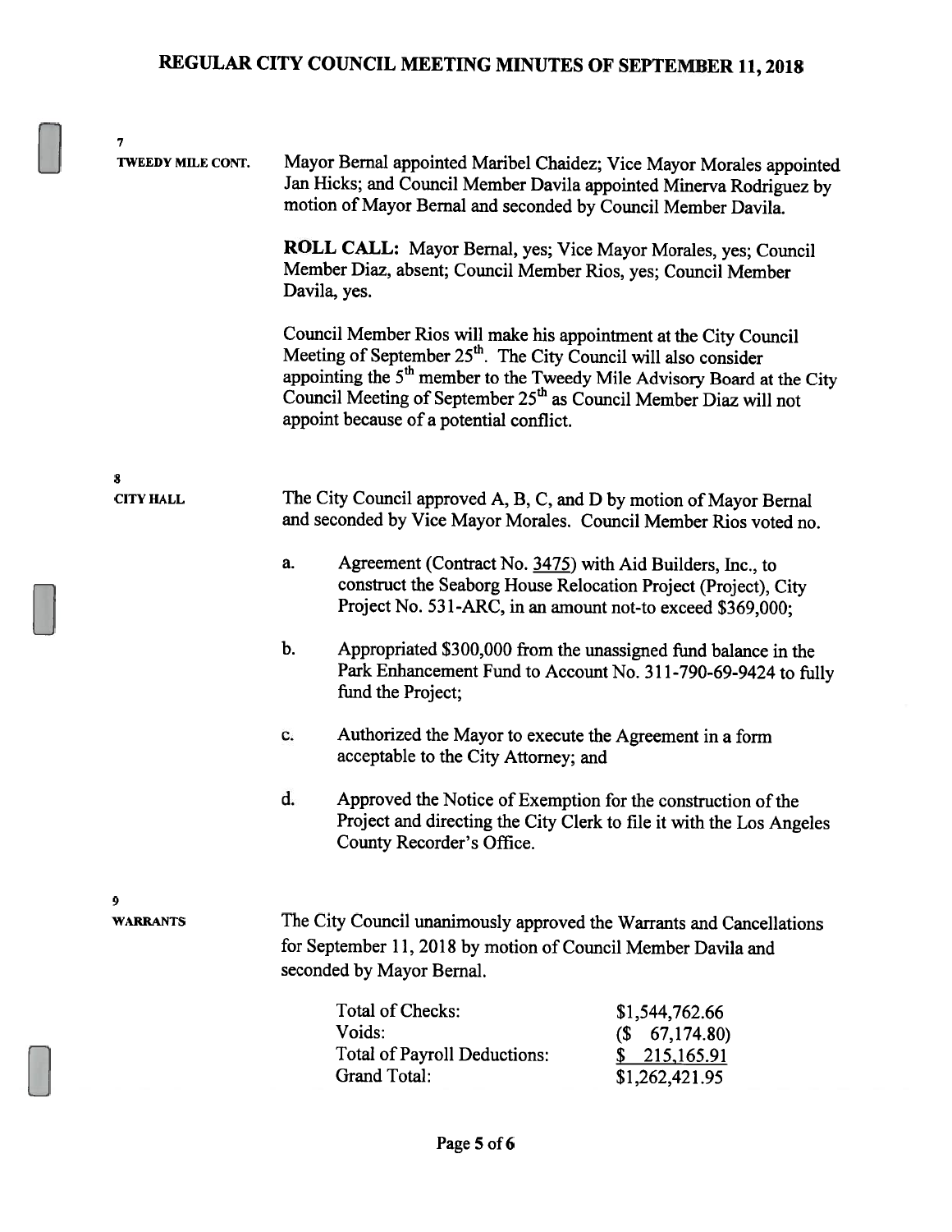**7**

**TWEEDY MILE CONT.**

Mayor Bernal appointed Maribel Chaidez; Vice Mayor Morales appointed Jan Hicks; and Council Member Davila appointed Minerva Rodriguez by motion of Mayor Bernal and seconded by Council Member Davila.

**ROLL CALL:** Mayor Bernal, yes; Vice Mayor Morales, yes; Council Member Diaz, absent; Council Member Rios, yes; Council Member Davila, yes.

Council Member Rios will make his appointment at the City Council Meeting of September 25th. The City Council will also consider appointing the 5th member to the Tweedy Mile Advisory Board at the City Council Meeting of September 25th as Council Member Diaz will not appoint because of a potential conflict.

**8**

**CITY HALL**

The City Council approved A, B, C, and D by motion of Mayor Bernal and seconded by Vice Mayor Morales. Council Member Rios voted no.

a. Agreement (Contract No. 3475) with Aid Builders, Inc., to construct the Seaborg House Relocation Project (Project), City Project No. 531-ARC, in an amount not-to exceed $369,000;

b. Appropriated $300,000 from the unassigned fund balance in the Park Enhancement Fund to Account No. 311-790-69-9424 to fully fund the Project;

c. Authorized the Mayor to execute the Agreement in a form acceptable to the City Attorney; and

d. Approved the Notice of Exemption for the construction of the Project and directing the City Clerk to file it with the Los Angeles County Recorder's Office.

**9**

**WARRANTS**

The City Council unanimously approved the Warrants and Cancellations for September 11, 2018 by motion of Council Member Davila and seconded by Mayor Bernal.

| | |
|---|---|
| Total of Checks: | $1,544,762.66 |
| Voids: | ($ 67,174.80) |
| Total of Payroll Deductions: | $ 215,165.91 |
| Grand Total: | $1,262,421.95 |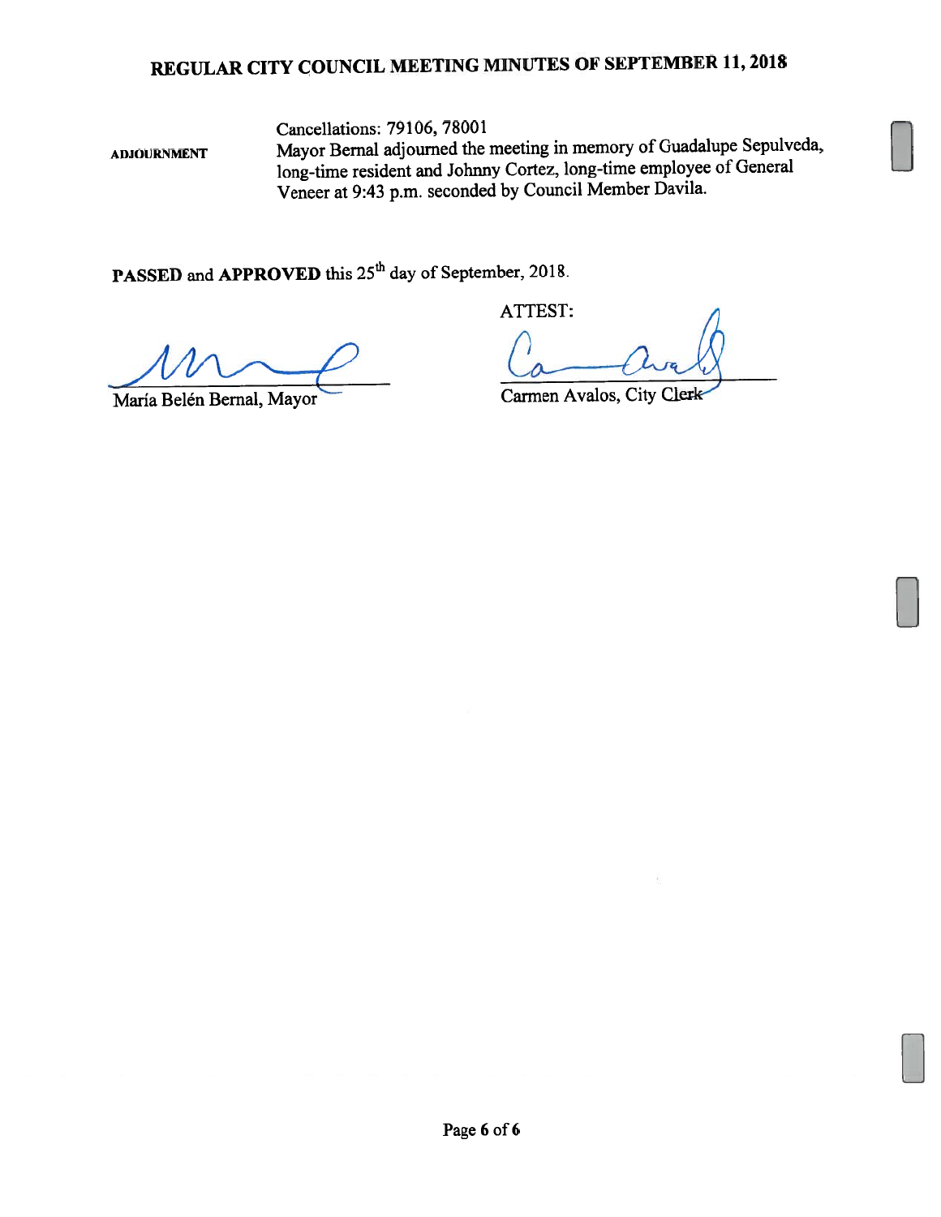# REGULAR CITY COUNCIL MEETING MINUTES OF SEPTEMBER 11, 2018

Cancellations: 79106, 78001

**ADJOURNMENT**

Mayor Bernal adjourned the meeting in memory of Guadalupe Sepulveda, long-time resident and Johnny Cortez, long-time employee of General Veneer at 9:43 p.m. seconded by Council Member Davila.

**PASSED** and **APPROVED** this 25th day of September, 2018.

ATTEST:

María Belén Bernal, Mayor

Carmen Avalos, City Clerk